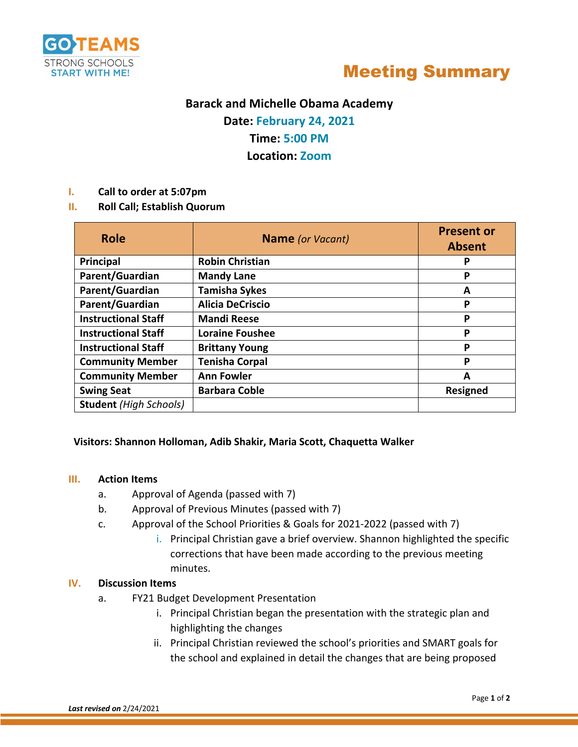GO TEAMS
STRONG SCHOOLS
START WITH ME!

# Meeting Summary

**Barack and Michelle Obama Academy**
**Date: February 24, 2021**
**Time: 5:00 PM**
**Location: Zoom**

**I. Call to order at 5:07pm**

**II. Roll Call; Establish Quorum**

| Role | Name *(or Vacant)* | Present or Absent |
|---|---|---|
| **Principal** | **Robin Christian** | **P** |
| **Parent/Guardian** | **Mandy Lane** | **P** |
| **Parent/Guardian** | **Tamisha Sykes** | **A** |
| **Parent/Guardian** | **Alicia DeCriscio** | **P** |
| **Instructional Staff** | **Mandi Reese** | **P** |
| **Instructional Staff** | **Loraine Foushee** | **P** |
| **Instructional Staff** | **Brittany Young** | **P** |
| **Community Member** | **Tenisha Corpal** | **P** |
| **Community Member** | **Ann Fowler** | **A** |
| **Swing Seat** | **Barbara Coble** | **Resigned** |
| **Student** *(High Schools)* | | |

**Visitors: Shannon Holloman, Adib Shakir, Maria Scott, Chaquetta Walker**

**III. Action Items**

a. Approval of Agenda (passed with 7)
b. Approval of Previous Minutes (passed with 7)
c. Approval of the School Priorities & Goals for 2021-2022 (passed with 7)
   i. Principal Christian gave a brief overview. Shannon highlighted the specific corrections that have been made according to the previous meeting minutes.

**IV. Discussion Items**

a. FY21 Budget Development Presentation
   i. Principal Christian began the presentation with the strategic plan and highlighting the changes
   ii. Principal Christian reviewed the school's priorities and SMART goals for the school and explained in detail the changes that are being proposed

***Last revised on*** 2/24/2021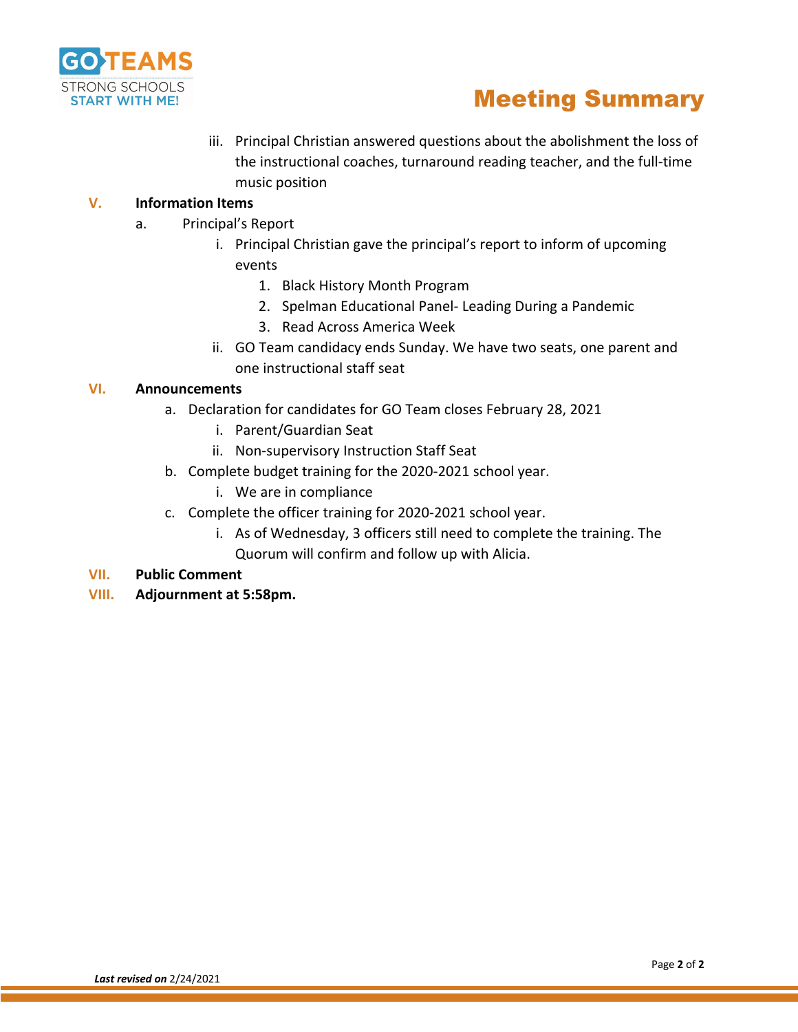iii. Principal Christian answered questions about the abolishment the loss of the instructional coaches, turnaround reading teacher, and the full-time music position

**V. Information Items**

a. Principal's Report

   i. Principal Christian gave the principal's report to inform of upcoming events

      1. Black History Month Program
      2. Spelman Educational Panel- Leading During a Pandemic
      3. Read Across America Week

   ii. GO Team candidacy ends Sunday. We have two seats, one parent and one instructional staff seat

**VI. Announcements**

a. Declaration for candidates for GO Team closes February 28, 2021

   i. Parent/Guardian Seat
   ii. Non-supervisory Instruction Staff Seat

b. Complete budget training for the 2020-2021 school year.

   i. We are in compliance

c. Complete the officer training for 2020-2021 school year.

   i. As of Wednesday, 3 officers still need to complete the training. The Quorum will confirm and follow up with Alicia.

**VII. Public Comment**

**VIII. Adjournment at 5:58pm.**

***Last revised on*** 2/24/2021